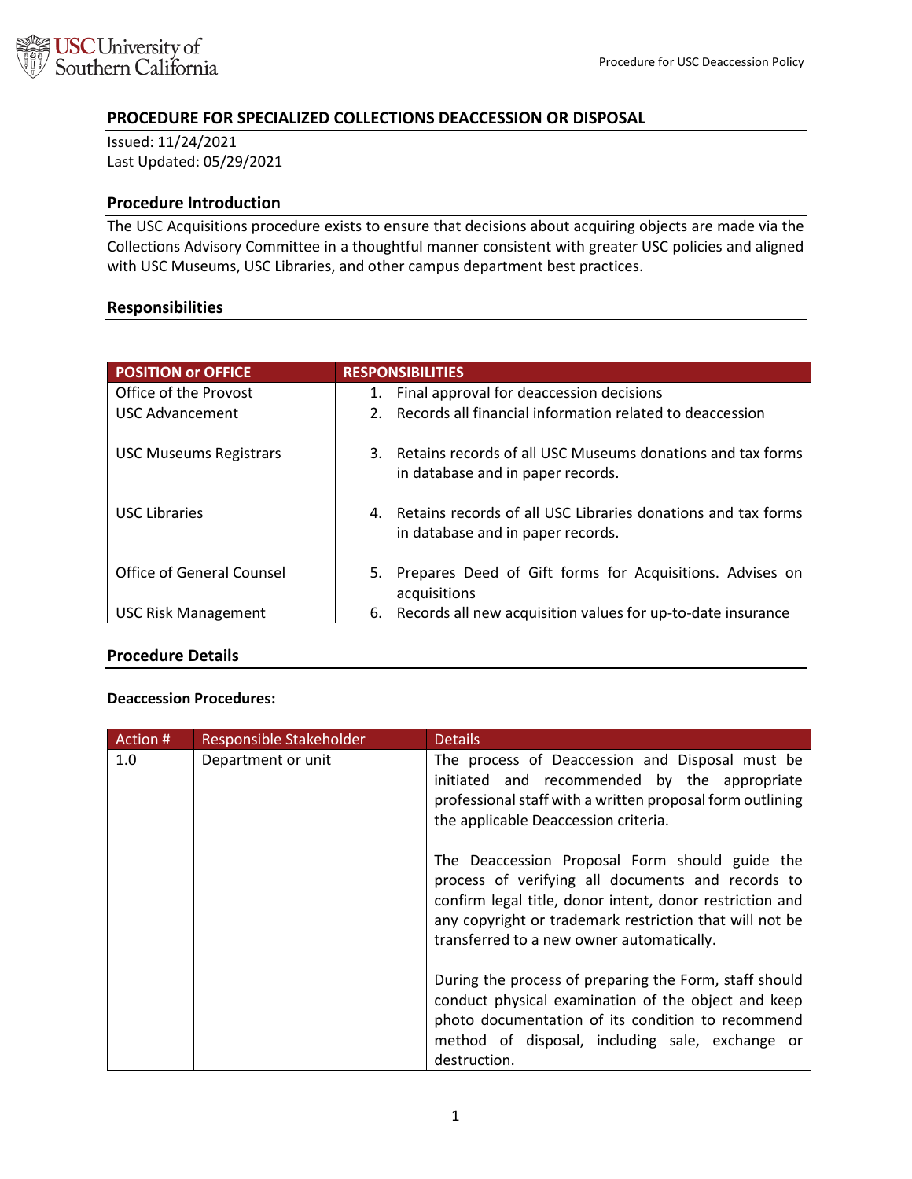## PROCEDURE FOR SPECIALIZED COLLECTIONS DEACCESSION OR DISPOSAL

Issued: 11/24/2021
Last Updated: 05/29/2021

### Procedure Introduction

The USC Acquisitions procedure exists to ensure that decisions about acquiring objects are made via the Collections Advisory Committee in a thoughtful manner consistent with greater USC policies and aligned with USC Museums, USC Libraries, and other campus department best practices.

### Responsibilities

| POSITION or OFFICE | RESPONSIBILITIES |
|---|---|
| Office of the Provost | 1. Final approval for deaccession decisions |
| USC Advancement | 2. Records all financial information related to deaccession |
| USC Museums Registrars | 3. Retains records of all USC Museums donations and tax forms in database and in paper records. |
| USC Libraries | 4. Retains records of all USC Libraries donations and tax forms in database and in paper records. |
| Office of General Counsel | 5. Prepares Deed of Gift forms for Acquisitions. Advises on acquisitions |
| USC Risk Management | 6. Records all new acquisition values for up-to-date insurance |

### Procedure Details

**Deaccession Procedures:**

| Action # | Responsible Stakeholder | Details |
|---|---|---|
| 1.0 | Department or unit | The process of Deaccession and Disposal must be initiated and recommended by the appropriate professional staff with a written proposal form outlining the applicable Deaccession criteria.<br><br>The Deaccession Proposal Form should guide the process of verifying all documents and records to confirm legal title, donor intent, donor restriction and any copyright or trademark restriction that will not be transferred to a new owner automatically.<br><br>During the process of preparing the Form, staff should conduct physical examination of the object and keep photo documentation of its condition to recommend method of disposal, including sale, exchange or destruction. |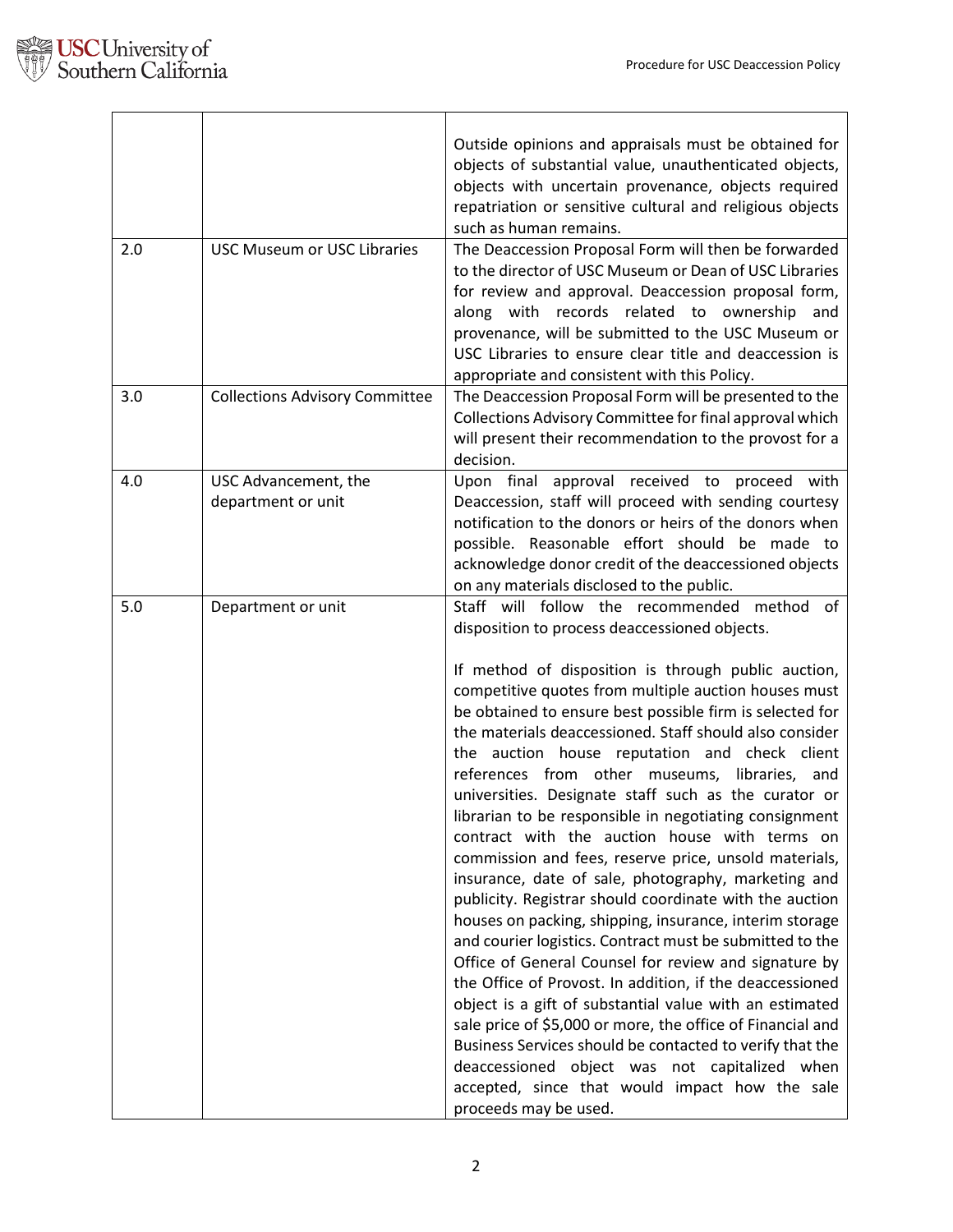| | | |
|---|---|---|
| | | Outside opinions and appraisals must be obtained for objects of substantial value, unauthenticated objects, objects with uncertain provenance, objects required repatriation or sensitive cultural and religious objects such as human remains. |
| 2.0 | USC Museum or USC Libraries | The Deaccession Proposal Form will then be forwarded to the director of USC Museum or Dean of USC Libraries for review and approval. Deaccession proposal form, along with records related to ownership and provenance, will be submitted to the USC Museum or USC Libraries to ensure clear title and deaccession is appropriate and consistent with this Policy. |
| 3.0 | Collections Advisory Committee | The Deaccession Proposal Form will be presented to the Collections Advisory Committee for final approval which will present their recommendation to the provost for a decision. |
| 4.0 | USC Advancement, the department or unit | Upon final approval received to proceed with Deaccession, staff will proceed with sending courtesy notification to the donors or heirs of the donors when possible. Reasonable effort should be made to acknowledge donor credit of the deaccessioned objects on any materials disclosed to the public. |
| 5.0 | Department or unit | Staff will follow the recommended method of disposition to process deaccessioned objects.<br><br>If method of disposition is through public auction, competitive quotes from multiple auction houses must be obtained to ensure best possible firm is selected for the materials deaccessioned. Staff should also consider the auction house reputation and check client references from other museums, libraries, and universities. Designate staff such as the curator or librarian to be responsible in negotiating consignment contract with the auction house with terms on commission and fees, reserve price, unsold materials, insurance, date of sale, photography, marketing and publicity. Registrar should coordinate with the auction houses on packing, shipping, insurance, interim storage and courier logistics. Contract must be submitted to the Office of General Counsel for review and signature by the Office of Provost. In addition, if the deaccessioned object is a gift of substantial value with an estimated sale price of $5,000 or more, the office of Financial and Business Services should be contacted to verify that the deaccessioned object was not capitalized when accepted, since that would impact how the sale proceeds may be used. |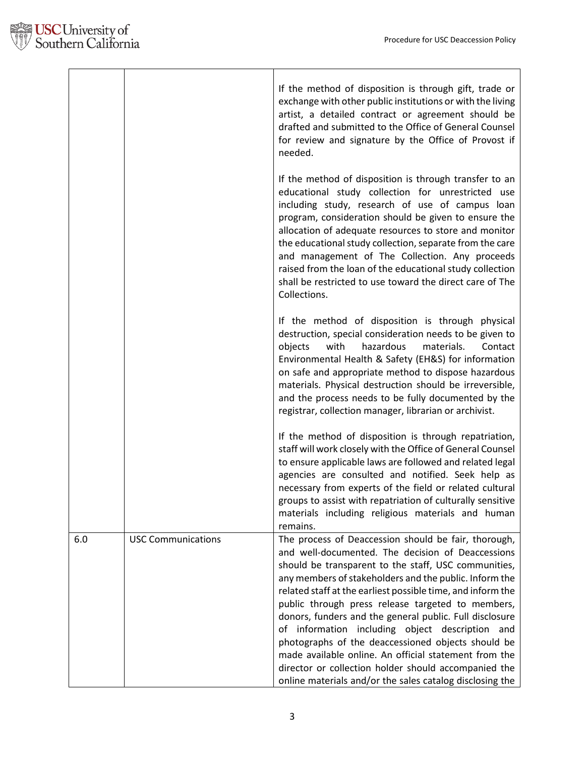| | | |
|---|---|---|
| | | If the method of disposition is through gift, trade or exchange with other public institutions or with the living artist, a detailed contract or agreement should be drafted and submitted to the Office of General Counsel for review and signature by the Office of Provost if needed.<br><br>If the method of disposition is through transfer to an educational study collection for unrestricted use including study, research of use of campus loan program, consideration should be given to ensure the allocation of adequate resources to store and monitor the educational study collection, separate from the care and management of The Collection. Any proceeds raised from the loan of the educational study collection shall be restricted to use toward the direct care of The Collections.<br><br>If the method of disposition is through physical destruction, special consideration needs to be given to objects with hazardous materials. Contact Environmental Health & Safety (EH&S) for information on safe and appropriate method to dispose hazardous materials. Physical destruction should be irreversible, and the process needs to be fully documented by the registrar, collection manager, librarian or archivist.<br><br>If the method of disposition is through repatriation, staff will work closely with the Office of General Counsel to ensure applicable laws are followed and related legal agencies are consulted and notified. Seek help as necessary from experts of the field or related cultural groups to assist with repatriation of culturally sensitive materials including religious materials and human remains. |
| 6.0 | USC Communications | The process of Deaccession should be fair, thorough, and well-documented. The decision of Deaccessions should be transparent to the staff, USC communities, any members of stakeholders and the public. Inform the related staff at the earliest possible time, and inform the public through press release targeted to members, donors, funders and the general public. Full disclosure of information including object description and photographs of the deaccessioned objects should be made available online. An official statement from the director or collection holder should accompanied the online materials and/or the sales catalog disclosing the |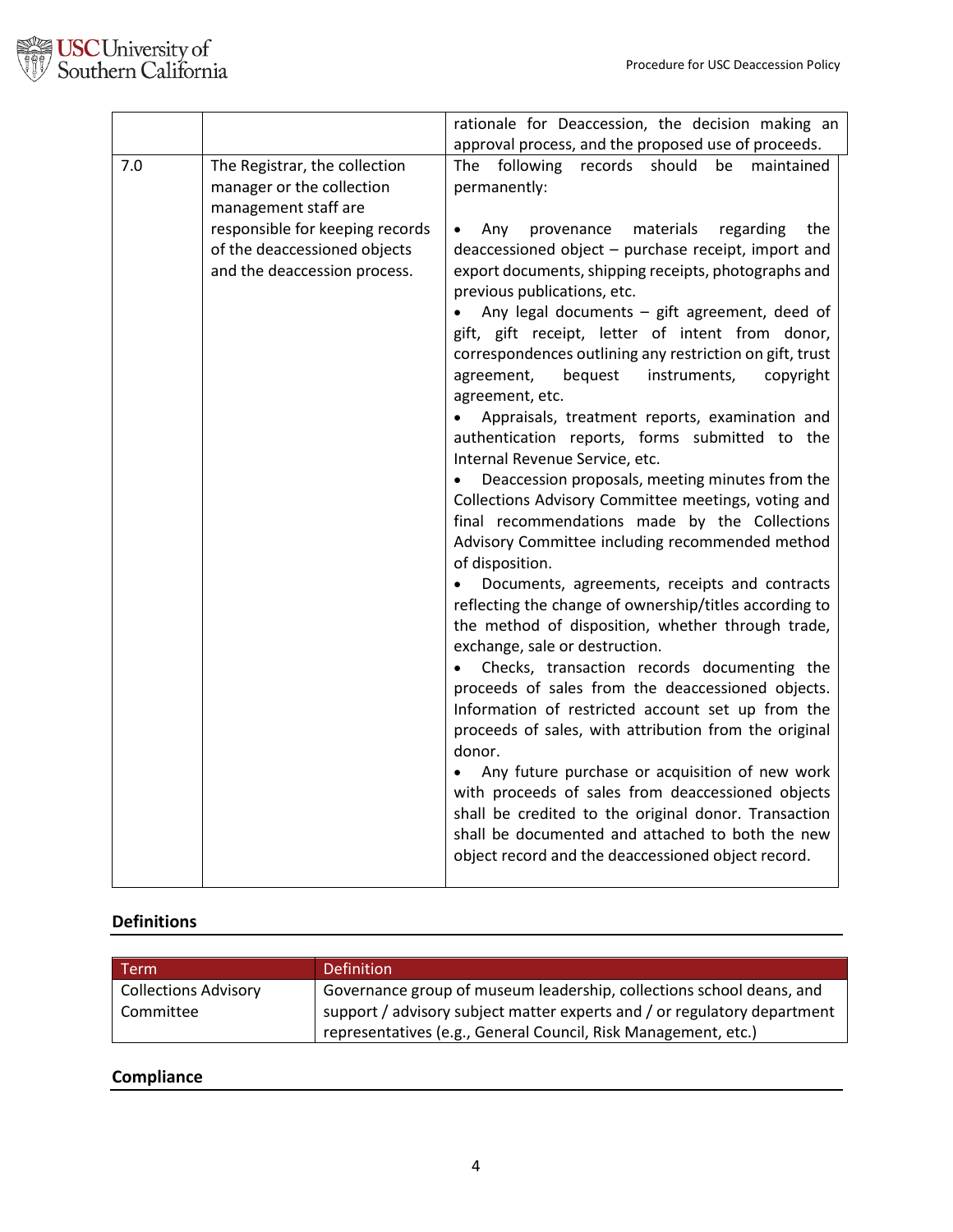| | | |
|---|---|---|
| | | rationale for Deaccession, the decision making an approval process, and the proposed use of proceeds. |
| 7.0 | The Registrar, the collection manager or the collection management staff are responsible for keeping records of the deaccessioned objects and the deaccession process. | The following records should be maintained permanently:<br><br>• Any provenance materials regarding the deaccessioned object – purchase receipt, import and export documents, shipping receipts, photographs and previous publications, etc.<br>• Any legal documents – gift agreement, deed of gift, gift receipt, letter of intent from donor, correspondences outlining any restriction on gift, trust agreement, bequest instruments, copyright agreement, etc.<br>• Appraisals, treatment reports, examination and authentication reports, forms submitted to the Internal Revenue Service, etc.<br>• Deaccession proposals, meeting minutes from the Collections Advisory Committee meetings, voting and final recommendations made by the Collections Advisory Committee including recommended method of disposition.<br>• Documents, agreements, receipts and contracts reflecting the change of ownership/titles according to the method of disposition, whether through trade, exchange, sale or destruction.<br>• Checks, transaction records documenting the proceeds of sales from the deaccessioned objects. Information of restricted account set up from the proceeds of sales, with attribution from the original donor.<br>• Any future purchase or acquisition of new work with proceeds of sales from deaccessioned objects shall be credited to the original donor. Transaction shall be documented and attached to both the new object record and the deaccessioned object record. |

## Definitions

| Term | Definition |
|---|---|
| Collections Advisory Committee | Governance group of museum leadership, collections school deans, and support / advisory subject matter experts and / or regulatory department representatives (e.g., General Council, Risk Management, etc.) |

## Compliance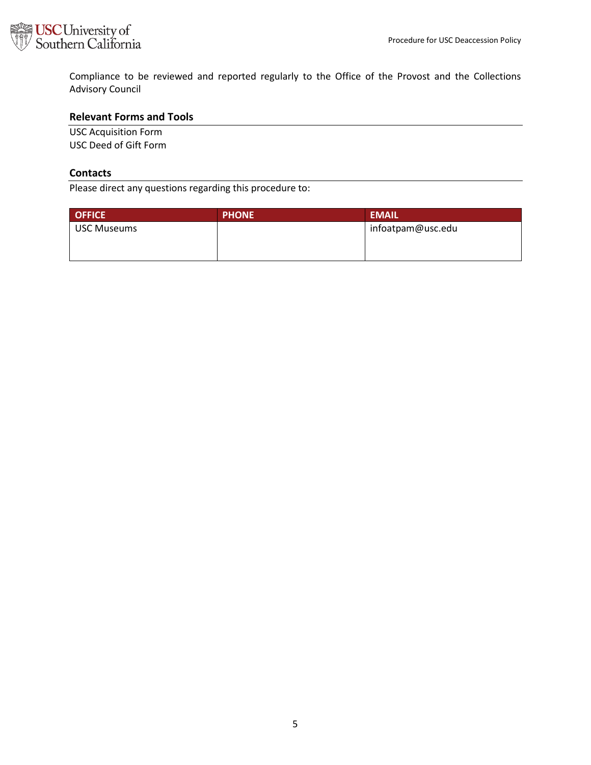Compliance to be reviewed and reported regularly to the Office of the Provost and the Collections Advisory Council

### Relevant Forms and Tools

USC Acquisition Form
USC Deed of Gift Form

### Contacts

Please direct any questions regarding this procedure to:

| OFFICE | PHONE | EMAIL |
|---|---|---|
| USC Museums | | infoatpam@usc.edu |